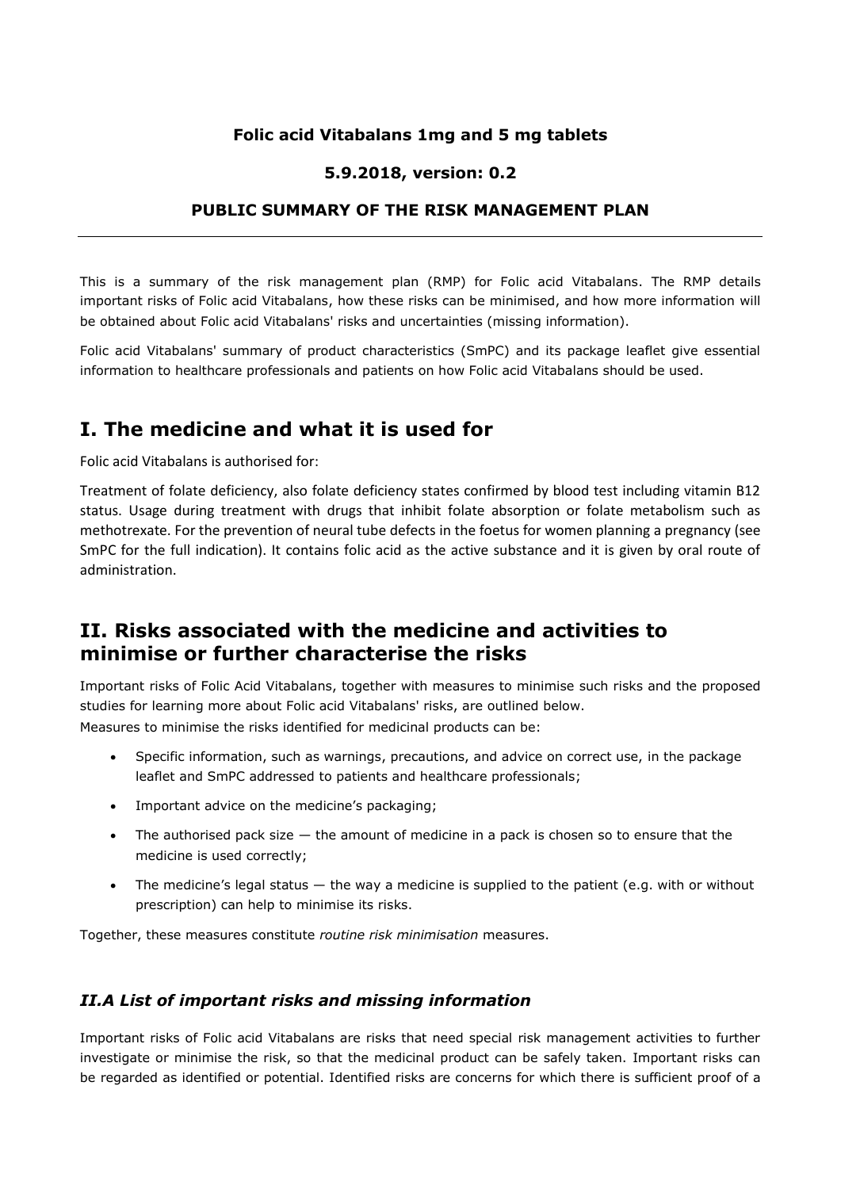**Folic acid Vitabalans 1mg and 5 mg tablets**

**5.9.2018, version: 0.2**

**PUBLIC SUMMARY OF THE RISK MANAGEMENT PLAN**

---

This is a summary of the risk management plan (RMP) for Folic acid Vitabalans. The RMP details important risks of Folic acid Vitabalans, how these risks can be minimised, and how more information will be obtained about Folic acid Vitabalans' risks and uncertainties (missing information).

Folic acid Vitabalans' summary of product characteristics (SmPC) and its package leaflet give essential information to healthcare professionals and patients on how Folic acid Vitabalans should be used.

# I. The medicine and what it is used for

Folic acid Vitabalans is authorised for:

Treatment of folate deficiency, also folate deficiency states confirmed by blood test including vitamin B12 status. Usage during treatment with drugs that inhibit folate absorption or folate metabolism such as methotrexate. For the prevention of neural tube defects in the foetus for women planning a pregnancy (see SmPC for the full indication). It contains folic acid as the active substance and it is given by oral route of administration.

# II. Risks associated with the medicine and activities to minimise or further characterise the risks

Important risks of Folic Acid Vitabalans, together with measures to minimise such risks and the proposed studies for learning more about Folic acid Vitabalans' risks, are outlined below.
Measures to minimise the risks identified for medicinal products can be:

- Specific information, such as warnings, precautions, and advice on correct use, in the package leaflet and SmPC addressed to patients and healthcare professionals;
- Important advice on the medicine's packaging;
- The authorised pack size — the amount of medicine in a pack is chosen so to ensure that the medicine is used correctly;
- The medicine's legal status — the way a medicine is supplied to the patient (e.g. with or without prescription) can help to minimise its risks.

Together, these measures constitute *routine risk minimisation* measures.

## *II.A List of important risks and missing information*

Important risks of Folic acid Vitabalans are risks that need special risk management activities to further investigate or minimise the risk, so that the medicinal product can be safely taken. Important risks can be regarded as identified or potential. Identified risks are concerns for which there is sufficient proof of a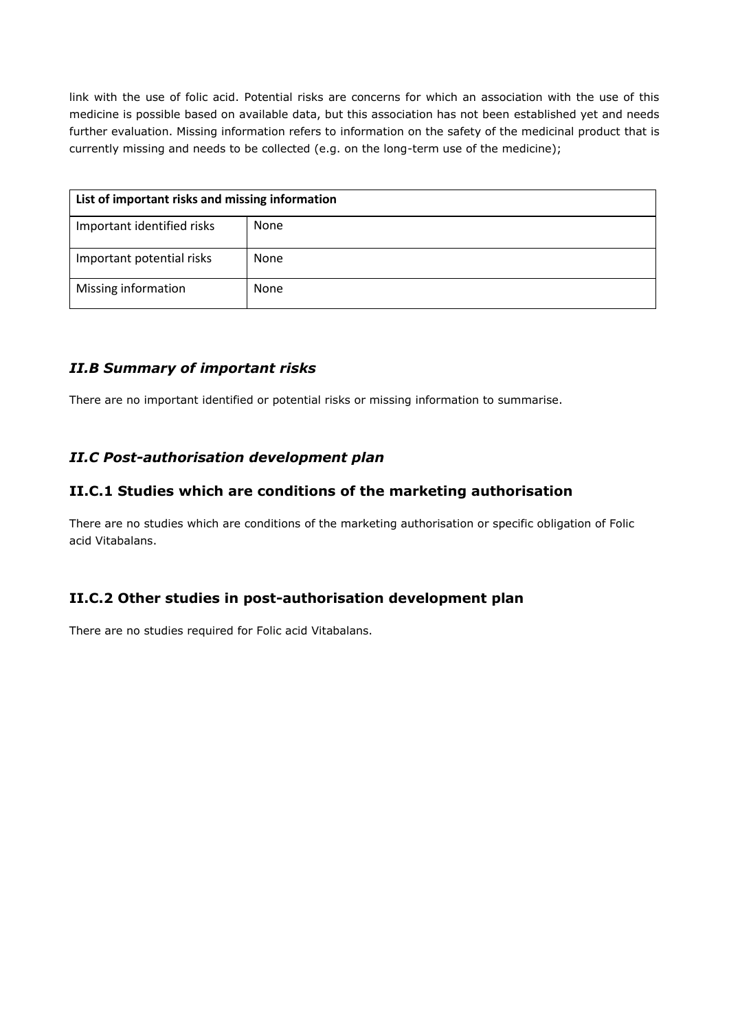link with the use of folic acid. Potential risks are concerns for which an association with the use of this medicine is possible based on available data, but this association has not been established yet and needs further evaluation. Missing information refers to information on the safety of the medicinal product that is currently missing and needs to be collected (e.g. on the long-term use of the medicine);

| **List of important risks and missing information** | |
|---|---|
| Important identified risks | None |
| Important potential risks | None |
| Missing information | None |

## *II.B Summary of important risks*

There are no important identified or potential risks or missing information to summarise.

## *II.C Post-authorisation development plan*

### II.C.1 Studies which are conditions of the marketing authorisation

There are no studies which are conditions of the marketing authorisation or specific obligation of Folic acid Vitabalans.

### II.C.2 Other studies in post-authorisation development plan

There are no studies required for Folic acid Vitabalans.